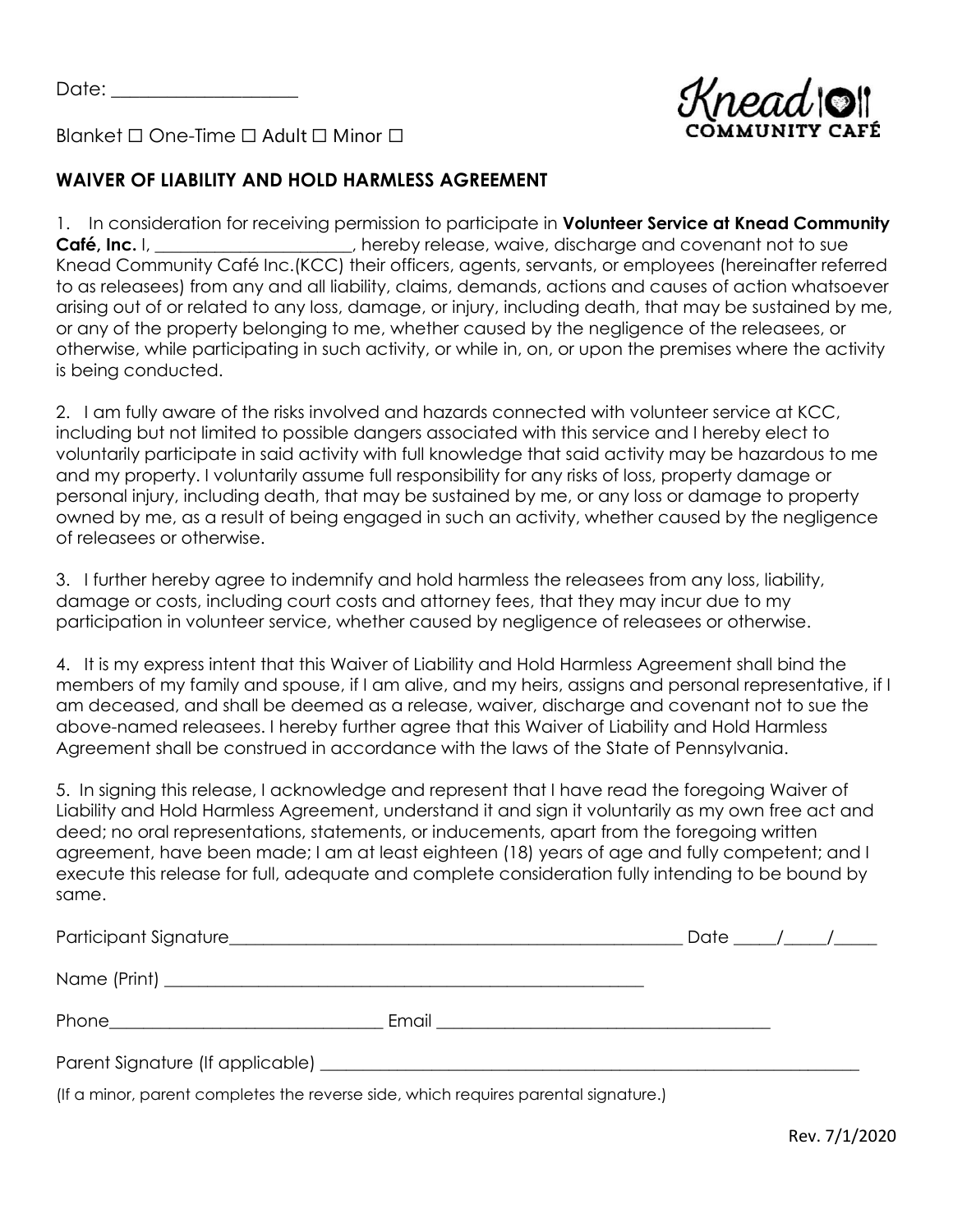Date: ____________________

Blanket ☐ One-Time ☐ Adult ☐ Minor ☐

Knead COMMUNITY CAFÉ

## WAIVER OF LIABILITY AND HOLD HARMLESS AGREEMENT

1. In consideration for receiving permission to participate in **Volunteer Service at Knead Community Café, Inc.** I, ______________________, hereby release, waive, discharge and covenant not to sue Knead Community Café Inc.(KCC) their officers, agents, servants, or employees (hereinafter referred to as releasees) from any and all liability, claims, demands, actions and causes of action whatsoever arising out of or related to any loss, damage, or injury, including death, that may be sustained by me, or any of the property belonging to me, whether caused by the negligence of the releasees, or otherwise, while participating in such activity, or while in, on, or upon the premises where the activity is being conducted.

2. I am fully aware of the risks involved and hazards connected with volunteer service at KCC, including but not limited to possible dangers associated with this service and I hereby elect to voluntarily participate in said activity with full knowledge that said activity may be hazardous to me and my property. I voluntarily assume full responsibility for any risks of loss, property damage or personal injury, including death, that may be sustained by me, or any loss or damage to property owned by me, as a result of being engaged in such an activity, whether caused by the negligence of releasees or otherwise.

3. I further hereby agree to indemnify and hold harmless the releasees from any loss, liability, damage or costs, including court costs and attorney fees, that they may incur due to my participation in volunteer service, whether caused by negligence of releasees or otherwise.

4. It is my express intent that this Waiver of Liability and Hold Harmless Agreement shall bind the members of my family and spouse, if I am alive, and my heirs, assigns and personal representative, if I am deceased, and shall be deemed as a release, waiver, discharge and covenant not to sue the above-named releasees. I hereby further agree that this Waiver of Liability and Hold Harmless Agreement shall be construed in accordance with the laws of the State of Pennsylvania.

5. In signing this release, I acknowledge and represent that I have read the foregoing Waiver of Liability and Hold Harmless Agreement, understand it and sign it voluntarily as my own free act and deed; no oral representations, statements, or inducements, apart from the foregoing written agreement, have been made; I am at least eighteen (18) years of age and fully competent; and I execute this release for full, adequate and complete consideration fully intending to be bound by same.

Participant Signature______________________________________________________ Date _____/_____/_____

Name (Print) ______________________________________________________

Phone______________________________ Email ____________________________________

Parent Signature (If applicable) ____________________________________________________________

(If a minor, parent completes the reverse side, which requires parental signature.)

Rev. 7/1/2020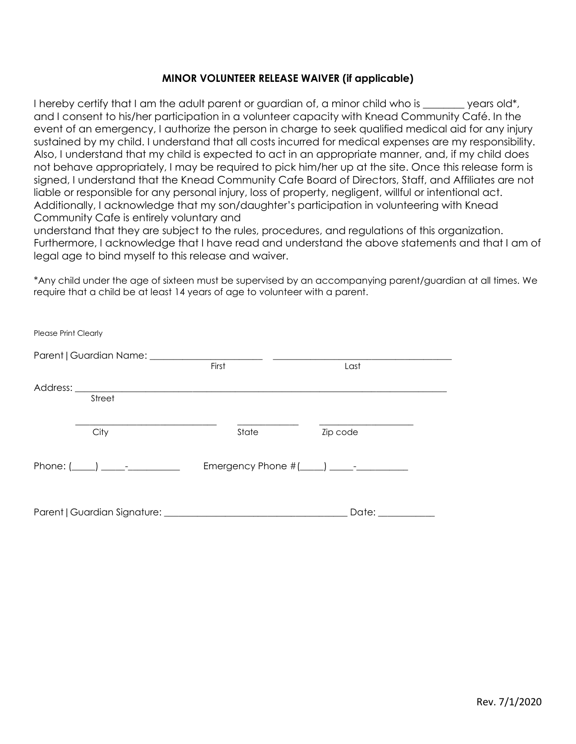## MINOR VOLUNTEER RELEASE WAIVER (if applicable)

I hereby certify that I am the adult parent or guardian of, a minor child who is ________ years old*, and I consent to his/her participation in a volunteer capacity with Knead Community Café. In the event of an emergency, I authorize the person in charge to seek qualified medical aid for any injury sustained by my child. I understand that all costs incurred for medical expenses are my responsibility. Also, I understand that my child is expected to act in an appropriate manner, and, if my child does not behave appropriately, I may be required to pick him/her up at the site. Once this release form is signed, I understand that the Knead Community Cafe Board of Directors, Staff, and Affiliates are not liable or responsible for any personal injury, loss of property, negligent, willful or intentional act. Additionally, I acknowledge that my son/daughter's participation in volunteering with Knead Community Cafe is entirely voluntary and
understand that they are subject to the rules, procedures, and regulations of this organization. Furthermore, I acknowledge that I have read and understand the above statements and that I am of legal age to bind myself to this release and waiver.

*Any child under the age of sixteen must be supervised by an accompanying parent/guardian at all times. We require that a child be at least 14 years of age to volunteer with a parent.

Please Print Clearly

Parent | Guardian Name: _______________________ _____________________________________
First Last

Address: ______________________________________________________________________________
Street

______________________________ _____________ ____________________
City State Zip code

Phone: (_____) _____-___________ Emergency Phone #(_____) _____-___________

Parent | Guardian Signature: ______________________________________ Date: ____________

Rev. 7/1/2020